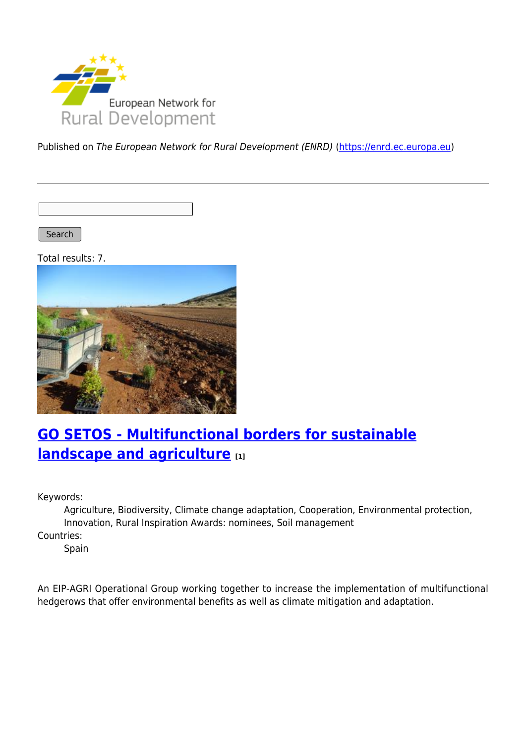Published on *The European Network for Rural Development (ENRD)* (https://enrd.ec.europa.eu)

Search

Total results: 7.

## GO SETOS - Multifunctional borders for sustainable landscape and agriculture [1]

Keywords:
  Agriculture, Biodiversity, Climate change adaptation, Cooperation, Environmental protection, Innovation, Rural Inspiration Awards: nominees, Soil management

Countries:
  Spain

An EIP-AGRI Operational Group working together to increase the implementation of multifunctional hedgerows that offer environmental benefits as well as climate mitigation and adaptation.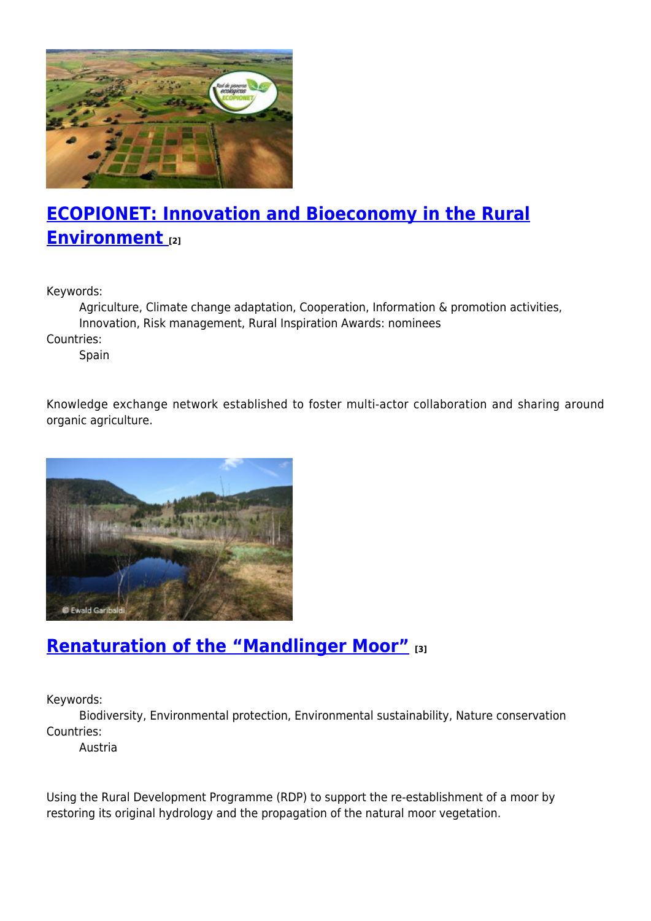## ECOPIONET: Innovation and Bioeconomy in the Rural Environment [2]

Keywords:
: Agriculture, Climate change adaptation, Cooperation, Information & promotion activities, Innovation, Risk management, Rural Inspiration Awards: nominees

Countries:
: Spain

Knowledge exchange network established to foster multi-actor collaboration and sharing around organic agriculture.

## Renaturation of the “Mandlinger Moor” [3]

Keywords:
: Biodiversity, Environmental protection, Environmental sustainability, Nature conservation

Countries:
: Austria

Using the Rural Development Programme (RDP) to support the re-establishment of a moor by restoring its original hydrology and the propagation of the natural moor vegetation.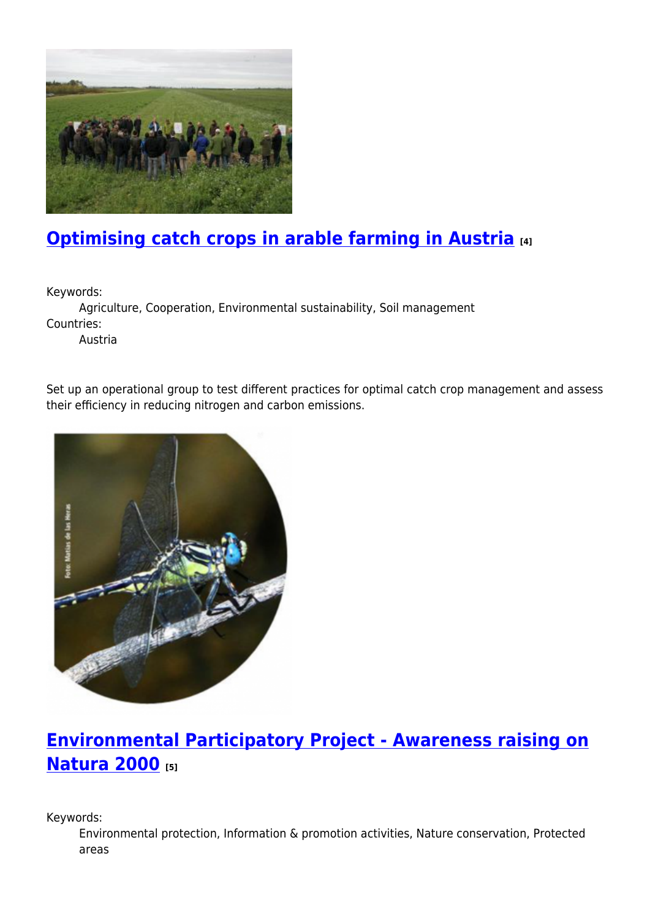## Optimising catch crops in arable farming in Austria [4]

Keywords:
: Agriculture, Cooperation, Environmental sustainability, Soil management

Countries:
: Austria

Set up an operational group to test different practices for optimal catch crop management and assess their efficiency in reducing nitrogen and carbon emissions.

## Environmental Participatory Project - Awareness raising on Natura 2000 [5]

Keywords:
: Environmental protection, Information & promotion activities, Nature conservation, Protected areas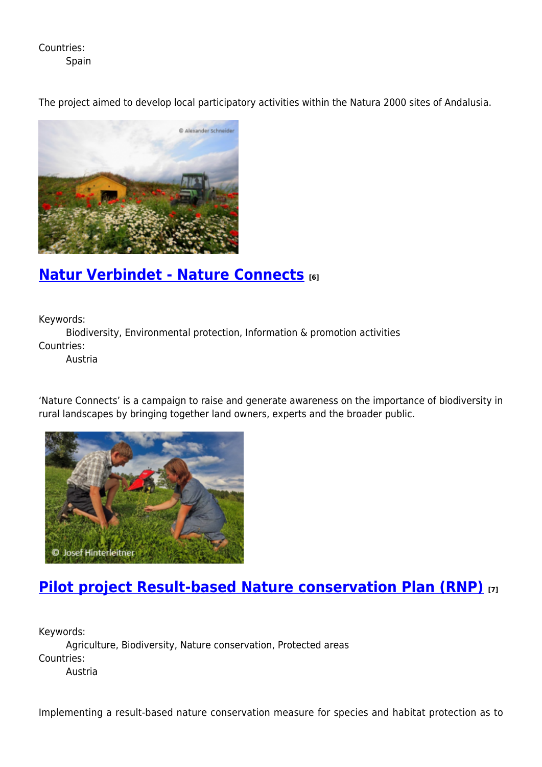Countries:
Spain

The project aimed to develop local participatory activities within the Natura 2000 sites of Andalusia.

## Natur Verbindet - Nature Connects [6]

Keywords:
Biodiversity, Environmental protection, Information & promotion activities
Countries:
Austria

'Nature Connects' is a campaign to raise and generate awareness on the importance of biodiversity in rural landscapes by bringing together land owners, experts and the broader public.

## Pilot project Result-based Nature conservation Plan (RNP) [7]

Keywords:
Agriculture, Biodiversity, Nature conservation, Protected areas
Countries:
Austria

Implementing a result-based nature conservation measure for species and habitat protection as to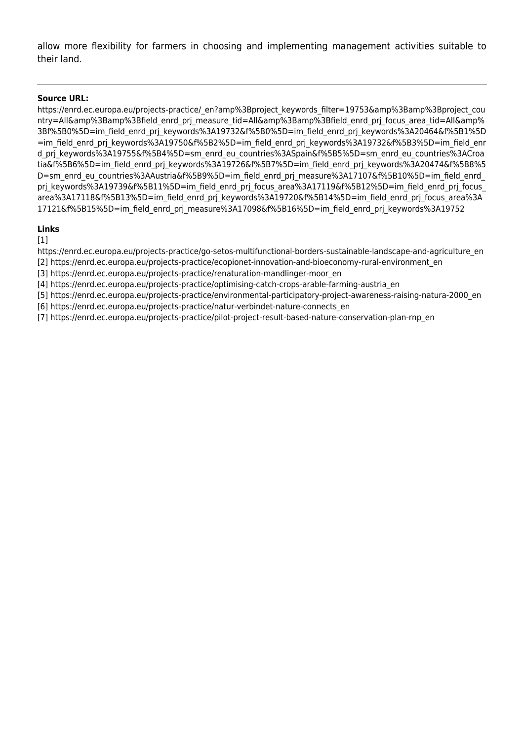allow more flexibility for farmers in choosing and implementing management activities suitable to their land.

---

**Source URL:**
https://enrd.ec.europa.eu/projects-practice/_en?amp%3Bproject_keywords_filter=19753&amp%3Bamp%3Bproject_country=All&amp%3Bamp%3Bfield_enrd_prj_measure_tid=All&amp%3Bamp%3Bfield_enrd_prj_focus_area_tid=All&amp%3Bf%5B0%5D=im_field_enrd_prj_keywords%3A19732&f%5B0%5D=im_field_enrd_prj_keywords%3A20464&f%5B1%5D=im_field_enrd_prj_keywords%3A19750&f%5B2%5D=im_field_enrd_prj_keywords%3A19732&f%5B3%5D=im_field_enrd_prj_keywords%3A19755&f%5B4%5D=sm_enrd_eu_countries%3ASpain&f%5B5%5D=sm_enrd_eu_countries%3ACroatia&f%5B6%5D=im_field_enrd_prj_keywords%3A19726&f%5B7%5D=im_field_enrd_prj_keywords%3A20474&f%5B8%5D=sm_enrd_eu_countries%3AAustria&f%5B9%5D=im_field_enrd_prj_measure%3A17107&f%5B10%5D=im_field_enrd_prj_keywords%3A19739&f%5B11%5D=im_field_enrd_prj_focus_area%3A17119&f%5B12%5D=im_field_enrd_prj_focus_area%3A17118&f%5B13%5D=im_field_enrd_prj_keywords%3A19720&f%5B14%5D=im_field_enrd_prj_focus_area%3A17121&f%5B15%5D=im_field_enrd_prj_measure%3A17098&f%5B16%5D=im_field_enrd_prj_keywords%3A19752

**Links**
[1]
https://enrd.ec.europa.eu/projects-practice/go-setos-multifunctional-borders-sustainable-landscape-and-agriculture_en
[2] https://enrd.ec.europa.eu/projects-practice/ecopionet-innovation-and-bioeconomy-rural-environment_en
[3] https://enrd.ec.europa.eu/projects-practice/renaturation-mandlinger-moor_en
[4] https://enrd.ec.europa.eu/projects-practice/optimising-catch-crops-arable-farming-austria_en
[5] https://enrd.ec.europa.eu/projects-practice/environmental-participatory-project-awareness-raising-natura-2000_en
[6] https://enrd.ec.europa.eu/projects-practice/natur-verbindet-nature-connects_en
[7] https://enrd.ec.europa.eu/projects-practice/pilot-project-result-based-nature-conservation-plan-rnp_en